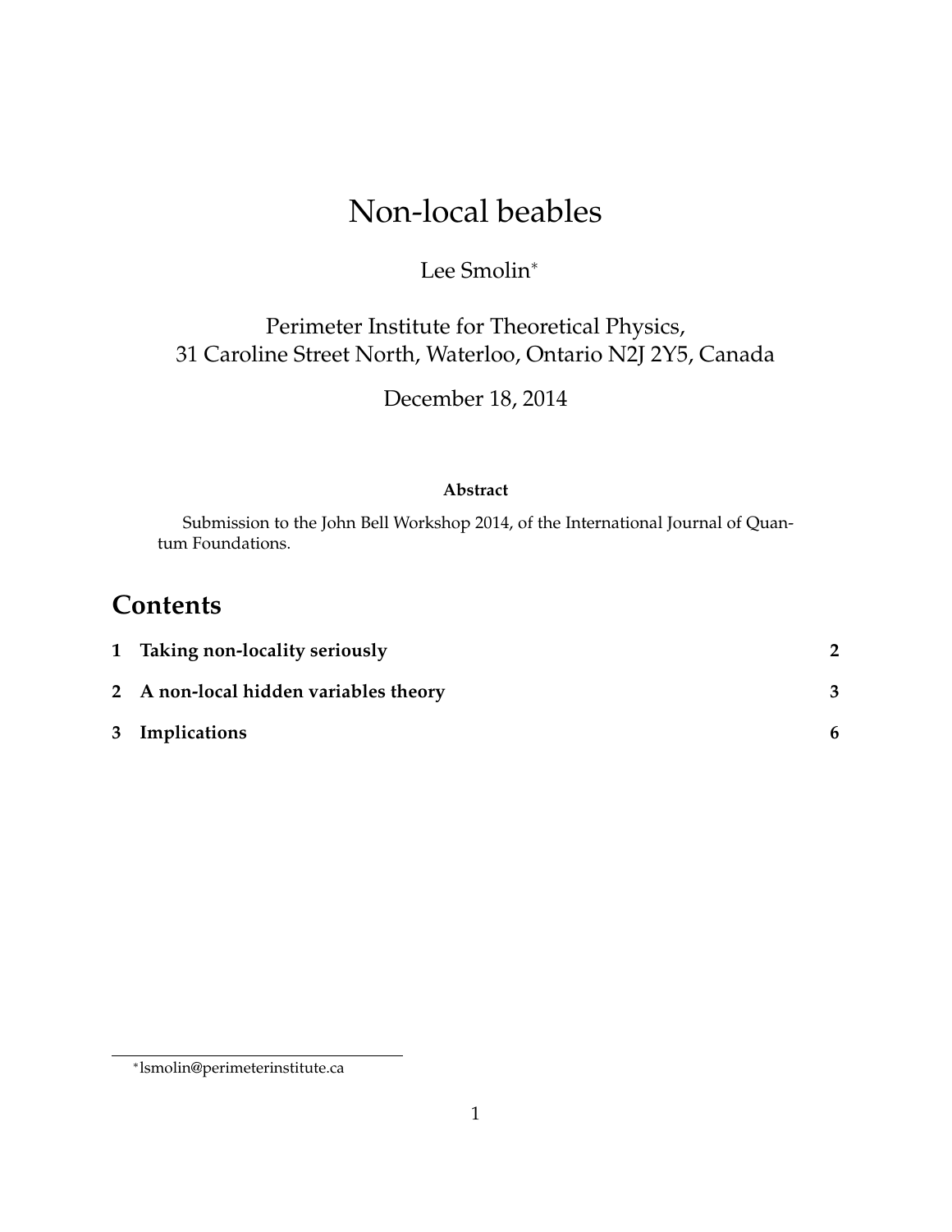# Non-local beables

Lee Smolin*

Perimeter Institute for Theoretical Physics,
31 Caroline Street North, Waterloo, Ontario N2J 2Y5, Canada

December 18, 2014

**Abstract**

Submission to the John Bell Workshop 2014, of the International Journal of Quantum Foundations.

## Contents

| | | |
|---|---|---|
| **1** | **Taking non-locality seriously** | **2** |
| **2** | **A non-local hidden variables theory** | **3** |
| **3** | **Implications** | **6** |

---

*lsmolin@perimeterinstitute.ca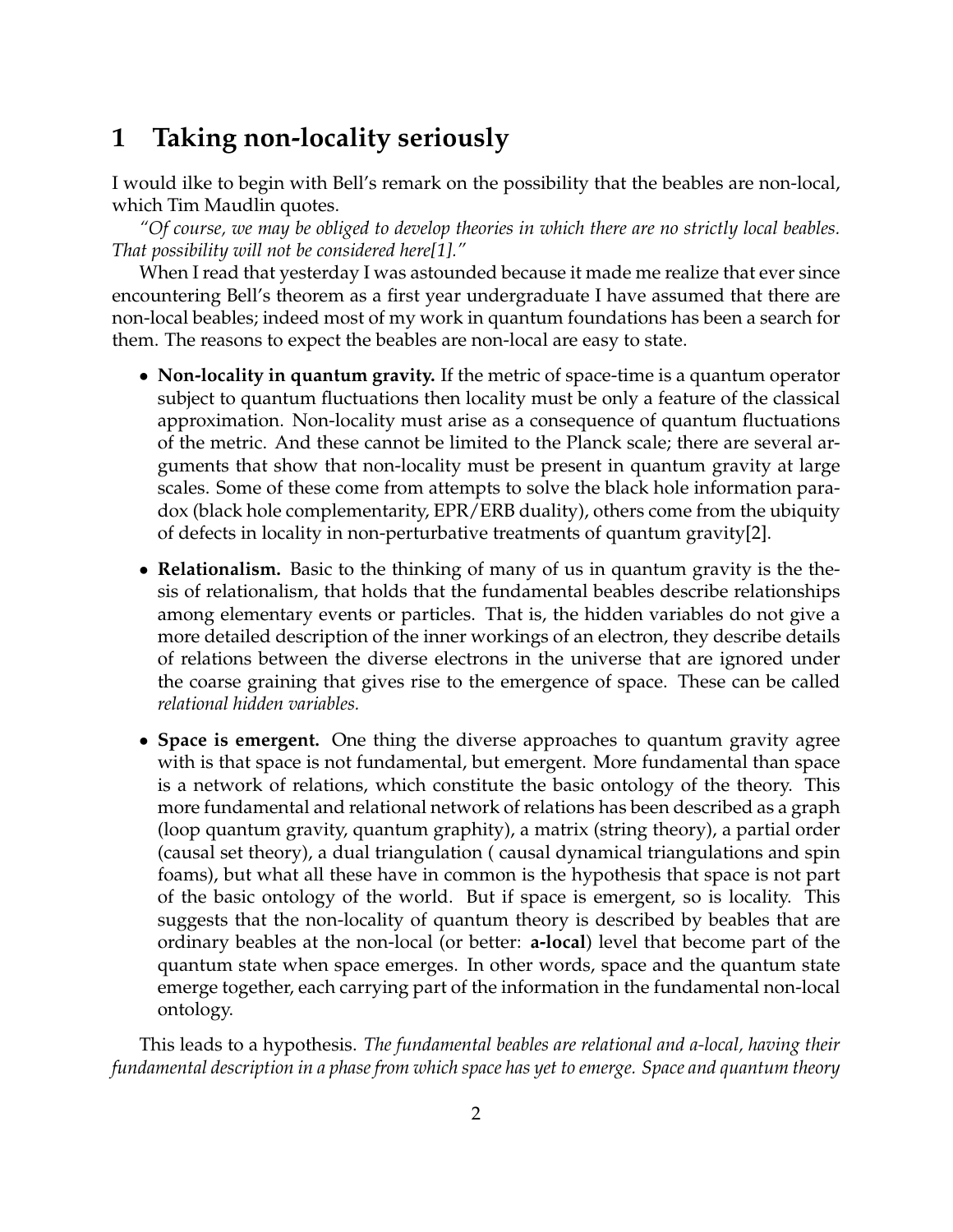# 1 Taking non-locality seriously

I would ilke to begin with Bell's remark on the possibility that the beables are non-local, which Tim Maudlin quotes.

*"Of course, we may be obliged to develop theories in which there are no strictly local beables. That possibility will not be considered here[1]."*

When I read that yesterday I was astounded because it made me realize that ever since encountering Bell's theorem as a first year undergraduate I have assumed that there are non-local beables; indeed most of my work in quantum foundations has been a search for them. The reasons to expect the beables are non-local are easy to state.

- **Non-locality in quantum gravity.** If the metric of space-time is a quantum operator subject to quantum fluctuations then locality must be only a feature of the classical approximation. Non-locality must arise as a consequence of quantum fluctuations of the metric. And these cannot be limited to the Planck scale; there are several arguments that show that non-locality must be present in quantum gravity at large scales. Some of these come from attempts to solve the black hole information paradox (black hole complementarity, EPR/ERB duality), others come from the ubiquity of defects in locality in non-perturbative treatments of quantum gravity[2].
- **Relationalism.** Basic to the thinking of many of us in quantum gravity is the thesis of relationalism, that holds that the fundamental beables describe relationships among elementary events or particles. That is, the hidden variables do not give a more detailed description of the inner workings of an electron, they describe details of relations between the diverse electrons in the universe that are ignored under the coarse graining that gives rise to the emergence of space. These can be called *relational hidden variables.*
- **Space is emergent.** One thing the diverse approaches to quantum gravity agree with is that space is not fundamental, but emergent. More fundamental than space is a network of relations, which constitute the basic ontology of the theory. This more fundamental and relational network of relations has been described as a graph (loop quantum gravity, quantum graphity), a matrix (string theory), a partial order (causal set theory), a dual triangulation ( causal dynamical triangulations and spin foams), but what all these have in common is the hypothesis that space is not part of the basic ontology of the world. But if space is emergent, so is locality. This suggests that the non-locality of quantum theory is described by beables that are ordinary beables at the non-local (or better: **a-local**) level that become part of the quantum state when space emerges. In other words, space and the quantum state emerge together, each carrying part of the information in the fundamental non-local ontology.

This leads to a hypothesis. *The fundamental beables are relational and a-local, having their fundamental description in a phase from which space has yet to emerge. Space and quantum theory*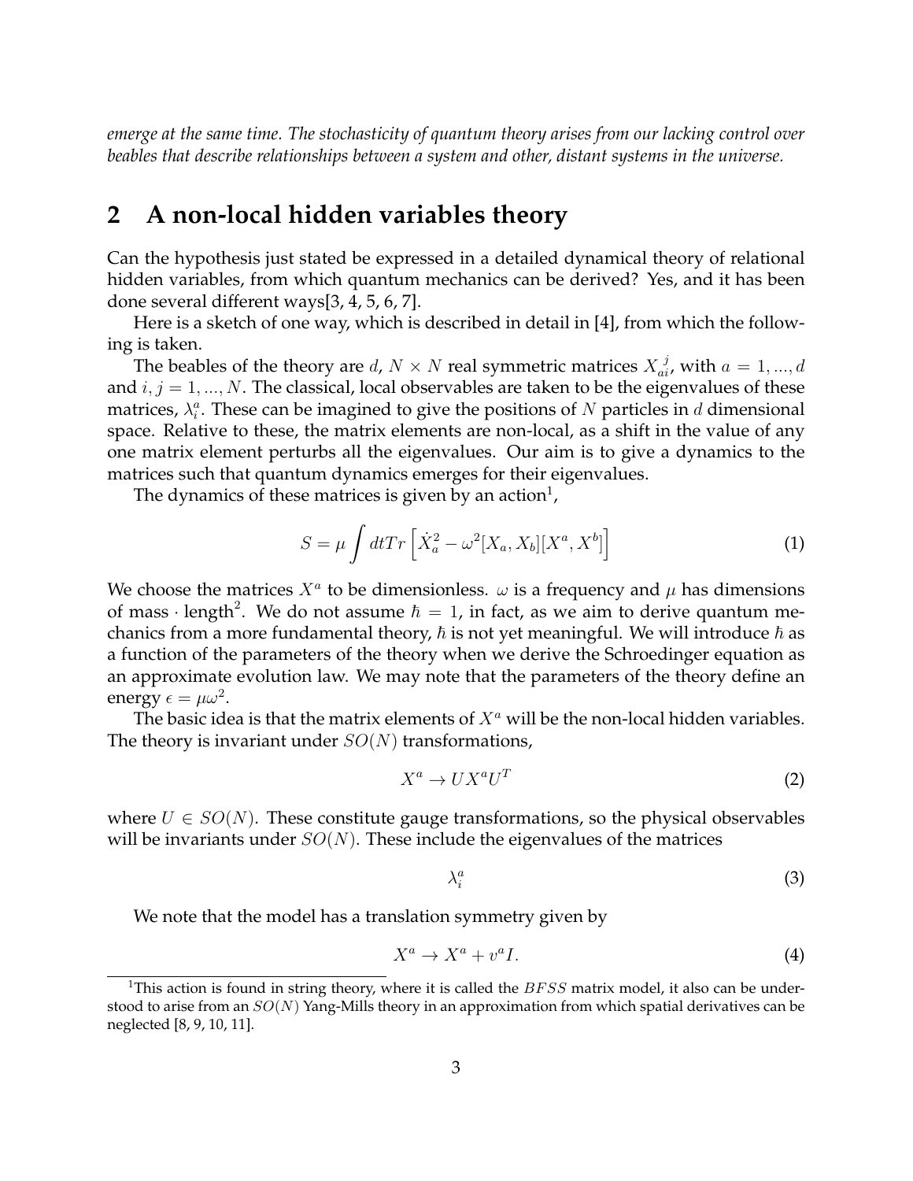*emerge at the same time. The stochasticity of quantum theory arises from our lacking control over beables that describe relationships between a system and other, distant systems in the universe.*

## 2 A non-local hidden variables theory

Can the hypothesis just stated be expressed in a detailed dynamical theory of relational hidden variables, from which quantum mechanics can be derived? Yes, and it has been done several different ways[3, 4, 5, 6, 7].

Here is a sketch of one way, which is described in detail in [4], from which the following is taken.

The beables of the theory are $d$, $N \times N$ real symmetric matrices $X_{ai}^{\ j}$, with $a = 1, ..., d$ and $i, j = 1, ..., N$. The classical, local observables are taken to be the eigenvalues of these matrices, $\lambda_i^a$. These can be imagined to give the positions of $N$ particles in $d$ dimensional space. Relative to these, the matrix elements are non-local, as a shift in the value of any one matrix element perturbs all the eigenvalues. Our aim is to give a dynamics to the matrices such that quantum dynamics emerges for their eigenvalues.

The dynamics of these matrices is given by an action[1],

$$S = \mu \int dt Tr \left[ \dot{X}_a^2 - \omega^2 [X_a, X_b][X^a, X^b] \right] \tag{1}$$

We choose the matrices $X^a$ to be dimensionless. $\omega$ is a frequency and $\mu$ has dimensions of mass $\cdot$ length$^2$. We do not assume $\hbar = 1$, in fact, as we aim to derive quantum mechanics from a more fundamental theory, $\hbar$ is not yet meaningful. We will introduce $\hbar$ as a function of the parameters of the theory when we derive the Schroedinger equation as an approximate evolution law. We may note that the parameters of the theory define an energy $\epsilon = \mu\omega^2$.

The basic idea is that the matrix elements of $X^a$ will be the non-local hidden variables. The theory is invariant under $SO(N)$ transformations,

$$X^a \to U X^a U^T \tag{2}$$

where $U \in SO(N)$. These constitute gauge transformations, so the physical observables will be invariants under $SO(N)$. These include the eigenvalues of the matrices

$$\lambda_i^a \tag{3}$$

We note that the model has a translation symmetry given by

$$X^a \to X^a + v^a I. \tag{4}$$

[1] This action is found in string theory, where it is called the $BFSS$ matrix model, it also can be understood to arise from an $SO(N)$ Yang-Mills theory in an approximation from which spatial derivatives can be neglected [8, 9, 10, 11].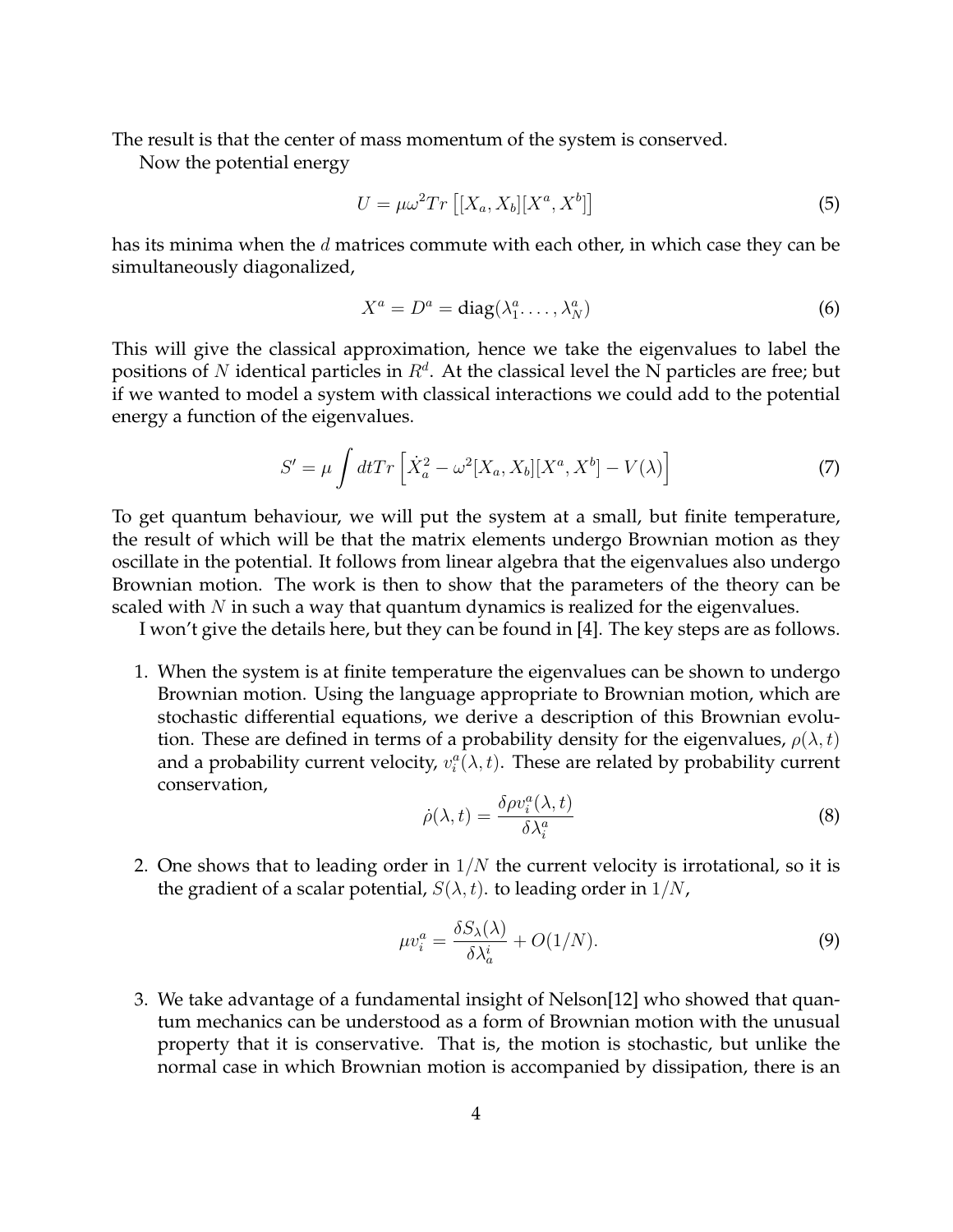The result is that the center of mass momentum of the system is conserved.

Now the potential energy

$$U = \mu\omega^2 Tr\left[[X_a, X_b][X^a, X^b]\right] \tag{5}$$

has its minima when the $d$ matrices commute with each other, in which case they can be simultaneously diagonalized,

$$X^a = D^a = \text{diag}(\lambda_1^a \dots, \lambda_N^a) \tag{6}$$

This will give the classical approximation, hence we take the eigenvalues to label the positions of $N$ identical particles in $R^d$. At the classical level the N particles are free; but if we wanted to model a system with classical interactions we could add to the potential energy a function of the eigenvalues.

$$S' = \mu \int dt Tr\left[\dot{X}_a^2 - \omega^2 [X_a, X_b][X^a, X^b] - V(\lambda)\right] \tag{7}$$

To get quantum behaviour, we will put the system at a small, but finite temperature, the result of which will be that the matrix elements undergo Brownian motion as they oscillate in the potential. It follows from linear algebra that the eigenvalues also undergo Brownian motion. The work is then to show that the parameters of the theory can be scaled with $N$ in such a way that quantum dynamics is realized for the eigenvalues.

I won't give the details here, but they can be found in [4]. The key steps are as follows.

1. When the system is at finite temperature the eigenvalues can be shown to undergo Brownian motion. Using the language appropriate to Brownian motion, which are stochastic differential equations, we derive a description of this Brownian evolution. These are defined in terms of a probability density for the eigenvalues, $\rho(\lambda, t)$ and a probability current velocity, $v_i^a(\lambda, t)$. These are related by probability current conservation,

$$\dot{\rho}(\lambda, t) = \frac{\delta \rho v_i^a(\lambda, t)}{\delta \lambda_i^a} \tag{8}$$

2. One shows that to leading order in $1/N$ the current velocity is irrotational, so it is the gradient of a scalar potential, $S(\lambda, t)$. to leading order in $1/N$,

$$\mu v_i^a = \frac{\delta S_\lambda(\lambda)}{\delta \lambda_a^i} + O(1/N). \tag{9}$$

3. We take advantage of a fundamental insight of Nelson[12] who showed that quantum mechanics can be understood as a form of Brownian motion with the unusual property that it is conservative. That is, the motion is stochastic, but unlike the normal case in which Brownian motion is accompanied by dissipation, there is an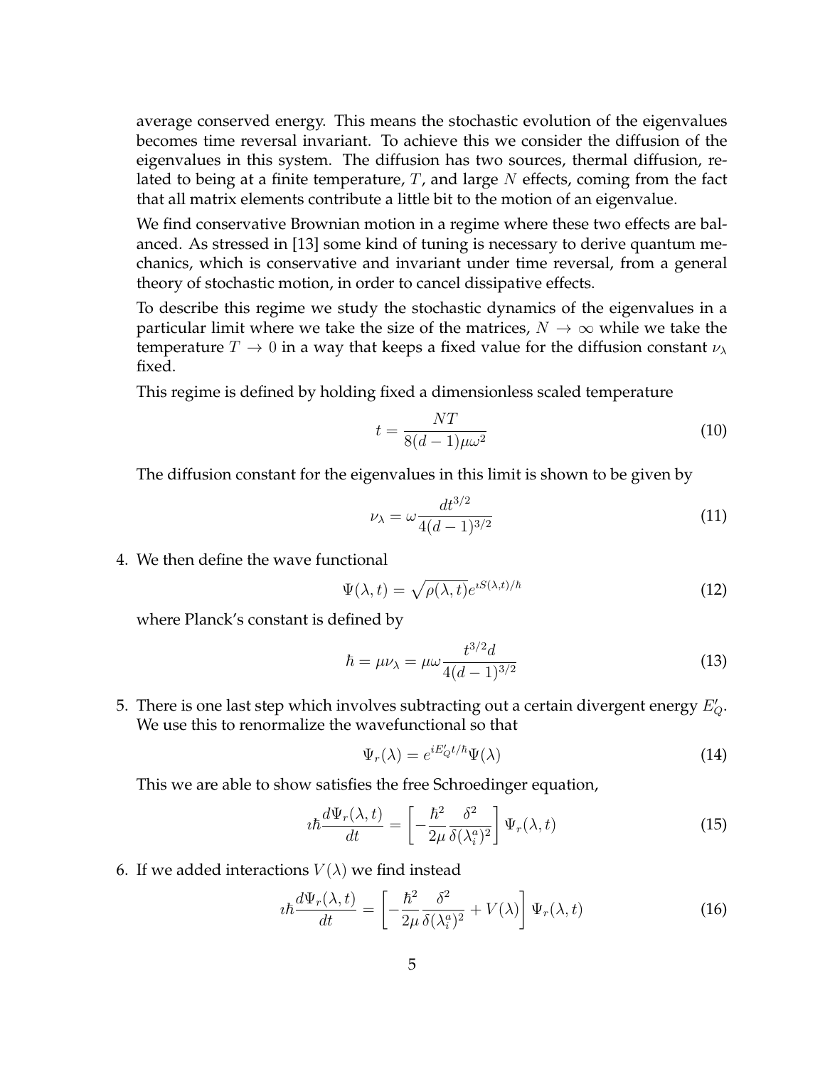average conserved energy. This means the stochastic evolution of the eigenvalues becomes time reversal invariant. To achieve this we consider the diffusion of the eigenvalues in this system. The diffusion has two sources, thermal diffusion, related to being at a finite temperature, $T$, and large $N$ effects, coming from the fact that all matrix elements contribute a little bit to the motion of an eigenvalue.

We find conservative Brownian motion in a regime where these two effects are balanced. As stressed in [13] some kind of tuning is necessary to derive quantum mechanics, which is conservative and invariant under time reversal, from a general theory of stochastic motion, in order to cancel dissipative effects.

To describe this regime we study the stochastic dynamics of the eigenvalues in a particular limit where we take the size of the matrices, $N \to \infty$ while we take the temperature $T \to 0$ in a way that keeps a fixed value for the diffusion constant $\nu_\lambda$ fixed.

This regime is defined by holding fixed a dimensionless scaled temperature

$$t = \frac{NT}{8(d-1)\mu\omega^2} \tag{10}$$

The diffusion constant for the eigenvalues in this limit is shown to be given by

$$\nu_\lambda = \omega \frac{dt^{3/2}}{4(d-1)^{3/2}} \tag{11}$$

4. We then define the wave functional

$$\Psi(\lambda, t) = \sqrt{\rho(\lambda, t)} e^{\imath S(\lambda,t)/\hbar} \tag{12}$$

where Planck's constant is defined by

$$\hbar = \mu\nu_\lambda = \mu\omega \frac{t^{3/2} d}{4(d-1)^{3/2}} \tag{13}$$

5. There is one last step which involves subtracting out a certain divergent energy $E'_Q$. We use this to renormalize the wavefunctional so that

$$\Psi_r(\lambda) = e^{iE'_Q t/\hbar}\Psi(\lambda) \tag{14}$$

This we are able to show satisfies the free Schroedinger equation,

$$\imath\hbar \frac{d\Psi_r(\lambda, t)}{dt} = \left[ -\frac{\hbar^2}{2\mu} \frac{\delta^2}{\delta(\lambda_i^a)^2} \right] \Psi_r(\lambda, t) \tag{15}$$

6. If we added interactions $V(\lambda)$ we find instead

$$\imath\hbar \frac{d\Psi_r(\lambda, t)}{dt} = \left[ -\frac{\hbar^2}{2\mu} \frac{\delta^2}{\delta(\lambda_i^a)^2} + V(\lambda) \right] \Psi_r(\lambda, t) \tag{16}$$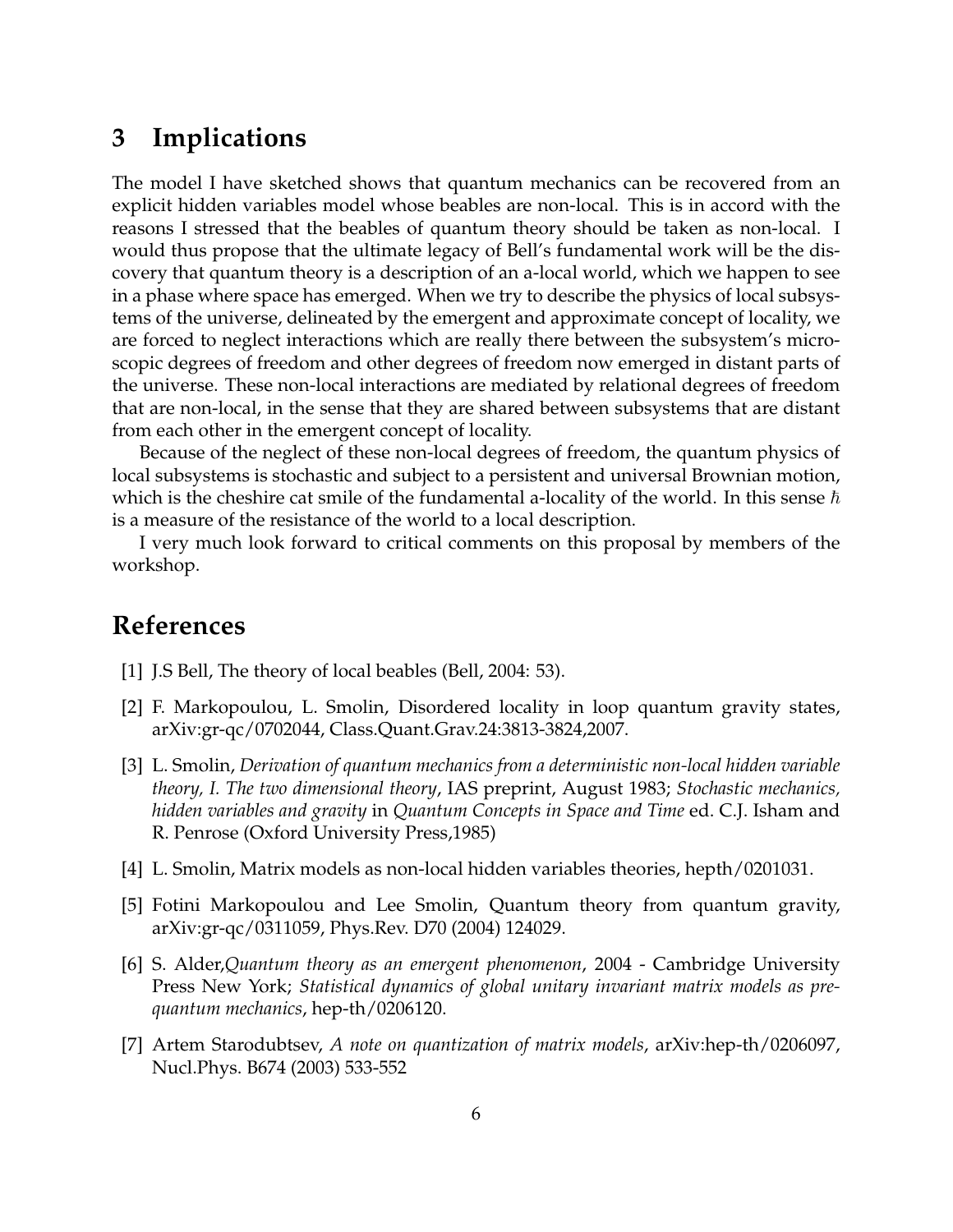## 3 Implications

The model I have sketched shows that quantum mechanics can be recovered from an explicit hidden variables model whose beables are non-local. This is in accord with the reasons I stressed that the beables of quantum theory should be taken as non-local. I would thus propose that the ultimate legacy of Bell's fundamental work will be the discovery that quantum theory is a description of an a-local world, which we happen to see in a phase where space has emerged. When we try to describe the physics of local subsystems of the universe, delineated by the emergent and approximate concept of locality, we are forced to neglect interactions which are really there between the subsystem's microscopic degrees of freedom and other degrees of freedom now emerged in distant parts of the universe. These non-local interactions are mediated by relational degrees of freedom that are non-local, in the sense that they are shared between subsystems that are distant from each other in the emergent concept of locality.

Because of the neglect of these non-local degrees of freedom, the quantum physics of local subsystems is stochastic and subject to a persistent and universal Brownian motion, which is the cheshire cat smile of the fundamental a-locality of the world. In this sense $\hbar$ is a measure of the resistance of the world to a local description.

I very much look forward to critical comments on this proposal by members of the workshop.

## References

[1] J.S Bell, The theory of local beables (Bell, 2004: 53).

[2] F. Markopoulou, L. Smolin, Disordered locality in loop quantum gravity states, arXiv:gr-qc/0702044, Class.Quant.Grav.24:3813-3824,2007.

[3] L. Smolin, *Derivation of quantum mechanics from a deterministic non-local hidden variable theory, I. The two dimensional theory*, IAS preprint, August 1983; *Stochastic mechanics, hidden variables and gravity* in *Quantum Concepts in Space and Time* ed. C.J. Isham and R. Penrose (Oxford University Press,1985)

[4] L. Smolin, Matrix models as non-local hidden variables theories, hepth/0201031.

[5] Fotini Markopoulou and Lee Smolin, Quantum theory from quantum gravity, arXiv:gr-qc/0311059, Phys.Rev. D70 (2004) 124029.

[6] S. Alder,*Quantum theory as an emergent phenomenon*, 2004 - Cambridge University Press New York; *Statistical dynamics of global unitary invariant matrix models as pre-quantum mechanics*, hep-th/0206120.

[7] Artem Starodubtsev, *A note on quantization of matrix models*, arXiv:hep-th/0206097, Nucl.Phys. B674 (2003) 533-552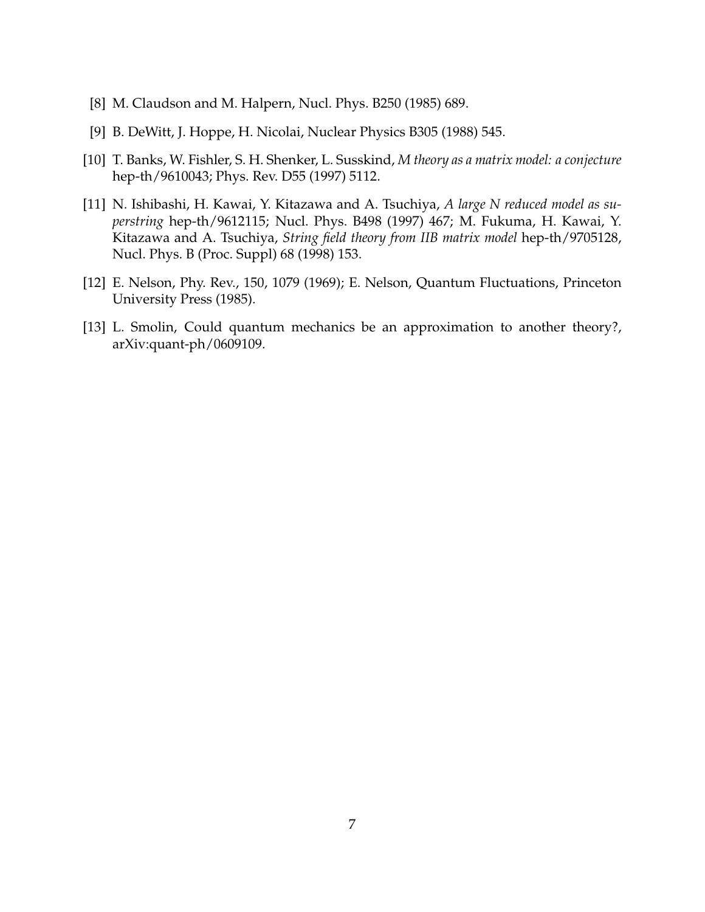[8] M. Claudson and M. Halpern, Nucl. Phys. B250 (1985) 689.

[9] B. DeWitt, J. Hoppe, H. Nicolai, Nuclear Physics B305 (1988) 545.

[10] T. Banks, W. Fishler, S. H. Shenker, L. Susskind, *M theory as a matrix model: a conjecture* hep-th/9610043; Phys. Rev. D55 (1997) 5112.

[11] N. Ishibashi, H. Kawai, Y. Kitazawa and A. Tsuchiya, *A large N reduced model as superstring* hep-th/9612115; Nucl. Phys. B498 (1997) 467; M. Fukuma, H. Kawai, Y. Kitazawa and A. Tsuchiya, *String field theory from IIB matrix model* hep-th/9705128, Nucl. Phys. B (Proc. Suppl) 68 (1998) 153.

[12] E. Nelson, Phy. Rev., 150, 1079 (1969); E. Nelson, Quantum Fluctuations, Princeton University Press (1985).

[13] L. Smolin, Could quantum mechanics be an approximation to another theory?, arXiv:quant-ph/0609109.